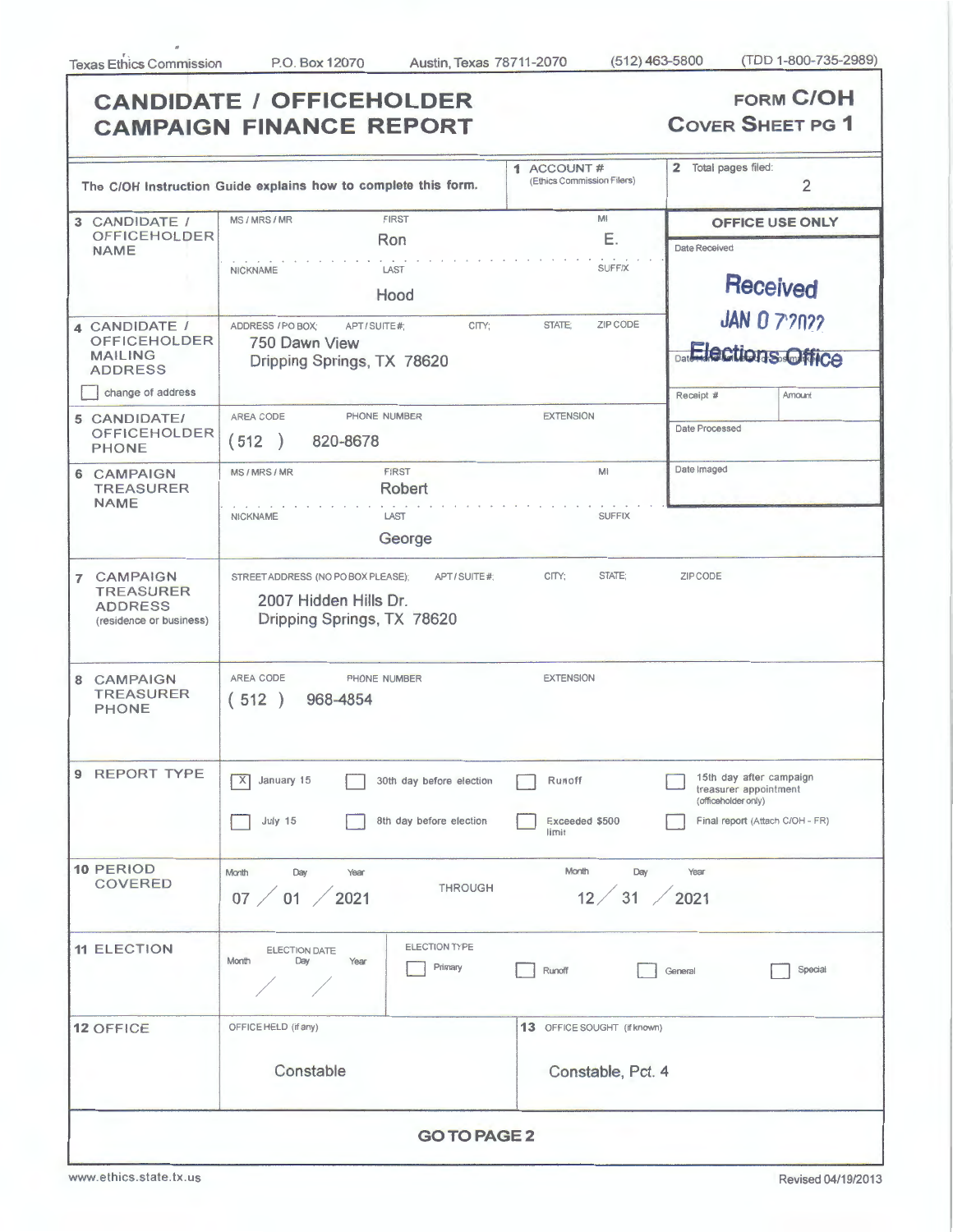Texas Ethics Commission    P.O. Box 12070    Austin, Texas 78711-2070    (512) 463-5800    (TDD 1-800-735-2989)

# CANDIDATE / OFFICEHOLDER CAMPAIGN FINANCE REPORT

**FORM C/OH**
**COVER SHEET PG 1**

The C/OH Instruction Guide explains how to complete this form.

| | |
|---|---|
| **1 ACCOUNT #** (Ethics Commission Filers) | |
| **2 Total pages filed:** | 2 |

**OFFICE USE ONLY**
Date Received: Received JAN 07 2022 Elections Office
Receipt #:
Amount:
Date Processed:
Date Imaged:

| Field | Details |
|---|---|
| **3 CANDIDATE / OFFICEHOLDER NAME** | MS / MRS / MR: — FIRST: Ron — MI: E. — NICKNAME: — LAST: Hood — SUFFIX: |
| **4 CANDIDATE / OFFICEHOLDER MAILING ADDRESS** (☐ change of address) | 750 Dawn View, Dripping Springs, TX 78620 |
| **5 CANDIDATE/ OFFICEHOLDER PHONE** | (512) 820-8678 — EXTENSION: |
| **6 CAMPAIGN TREASURER NAME** | MS / MRS / MR: — FIRST: Robert — MI: — NICKNAME: — LAST: George — SUFFIX: |
| **7 CAMPAIGN TREASURER ADDRESS** (residence or business) | 2007 Hidden Hills Dr., Dripping Springs, TX 78620 |
| **8 CAMPAIGN TREASURER PHONE** | (512) 968-4854 — EXTENSION: |
| **9 REPORT TYPE** | ☒ January 15 ☐ 30th day before election ☐ Runoff ☐ 15th day after campaign treasurer appointment (officeholder only) ☐ July 15 ☐ 8th day before election ☐ Exceeded $500 limit ☐ Final report (Attach C/OH - FR) |
| **10 PERIOD COVERED** | 07 / 01 / 2021 THROUGH 12 / 31 / 2021 |
| **11 ELECTION** | ELECTION DATE: / / — ELECTION TYPE: ☐ Primary ☐ Runoff ☐ General ☐ Special |
| **12 OFFICE** | OFFICE HELD (if any): Constable |
| **13 OFFICE SOUGHT (if known)** | Constable, Pct. 4 |

**GO TO PAGE 2**

www.ethics.state.tx.us    Revised 04/19/2013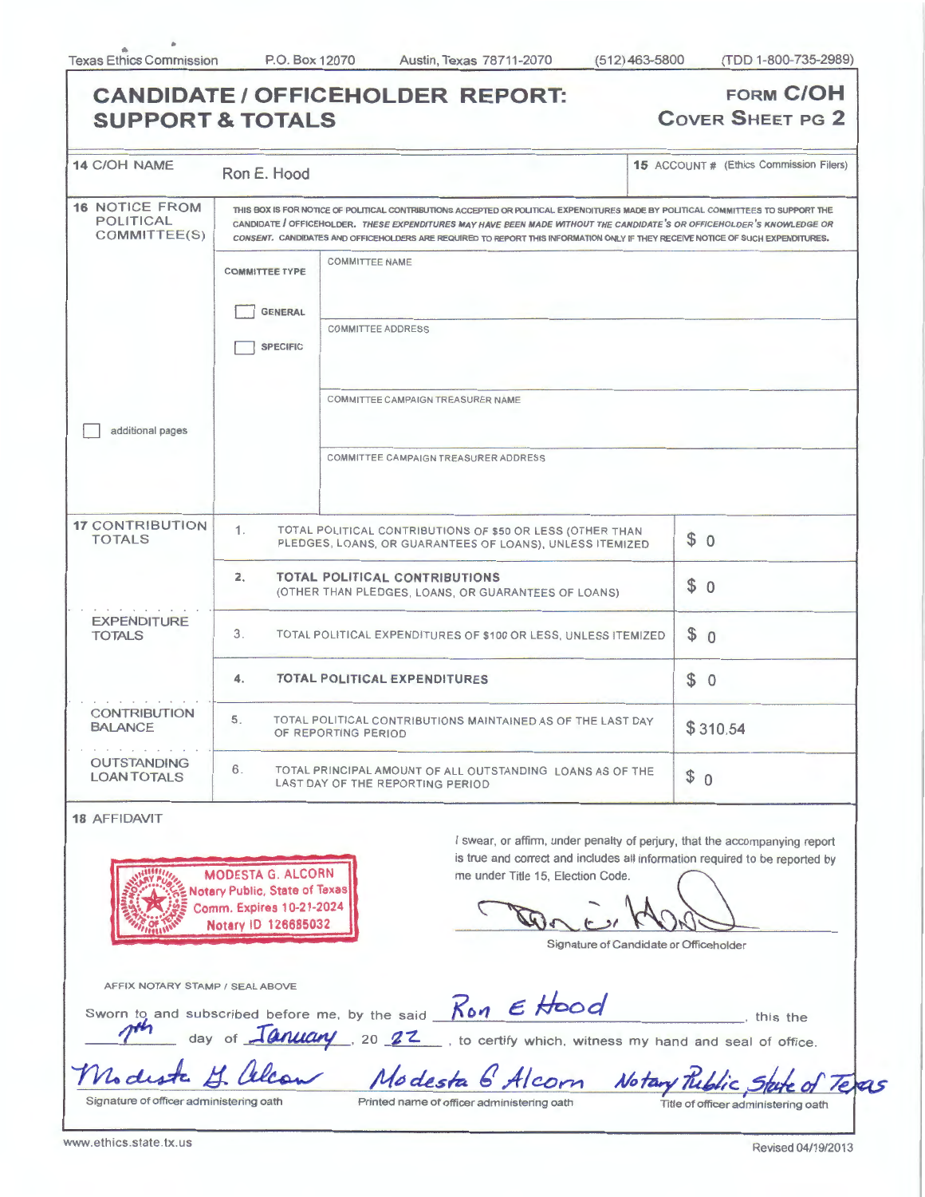Texas Ethics Commission P.O. Box 12070 Austin, Texas 78711-2070 (512) 463-5800 (TDD 1-800-735-2989)

# CANDIDATE / OFFICEHOLDER REPORT: SUPPORT & TOTALS

**FORM C/OH COVER SHEET PG 2**

| | |
|---|---|
| **14** C/OH NAME | Ron E. Hood |
| **15** ACCOUNT # (Ethics Commission Filers) | |

**16** NOTICE FROM POLITICAL COMMITTEE(S)

THIS BOX IS FOR NOTICE OF POLITICAL CONTRIBUTIONS ACCEPTED OR POLITICAL EXPENDITURES MADE BY POLITICAL COMMITTEES TO SUPPORT THE CANDIDATE / OFFICEHOLDER. *THESE EXPENDITURES MAY HAVE BEEN MADE WITHOUT THE CANDIDATE'S OR OFFICEHOLDER'S KNOWLEDGE OR CONSENT.* CANDIDATES AND OFFICEHOLDERS ARE REQUIRED TO REPORT THIS INFORMATION ONLY IF THEY RECEIVE NOTICE OF SUCH EXPENDITURES.

| COMMITTEE TYPE | |
|---|---|
| ☐ GENERAL | COMMITTEE NAME: |
| ☐ SPECIFIC | COMMITTEE ADDRESS: |
| | COMMITTEE CAMPAIGN TREASURER NAME: |
| | COMMITTEE CAMPAIGN TREASURER ADDRESS: |

☐ additional pages

| **17** | | | |
|---|---|---|---|
| CONTRIBUTION TOTALS | 1. | TOTAL POLITICAL CONTRIBUTIONS OF $50 OR LESS (OTHER THAN PLEDGES, LOANS, OR GUARANTEES OF LOANS), UNLESS ITEMIZED | $ 0 |
| | 2. | **TOTAL POLITICAL CONTRIBUTIONS** (OTHER THAN PLEDGES, LOANS, OR GUARANTEES OF LOANS) | $ 0 |
| EXPENDITURE TOTALS | 3. | TOTAL POLITICAL EXPENDITURES OF $100 OR LESS, UNLESS ITEMIZED | $ 0 |
| | 4. | **TOTAL POLITICAL EXPENDITURES** | $ 0 |
| CONTRIBUTION BALANCE | 5. | TOTAL POLITICAL CONTRIBUTIONS MAINTAINED AS OF THE LAST DAY OF REPORTING PERIOD | $ 310.54 |
| OUTSTANDING LOAN TOTALS | 6. | TOTAL PRINCIPAL AMOUNT OF ALL OUTSTANDING LOANS AS OF THE LAST DAY OF THE REPORTING PERIOD | $ 0 |

**18** AFFIDAVIT

MODESTA G. ALCORN
Notary Public, State of Texas
Comm. Expires 10-21-2024
Notary ID 126685032

AFFIX NOTARY STAMP / SEAL ABOVE

I swear, or affirm, under penalty of perjury, that the accompanying report is true and correct and includes all information required to be reported by me under Title 15, Election Code.

[Signature]
Signature of Candidate or Officeholder

Sworn to and subscribed before me, by the said Ron E Hood, this the 7th day of January, 20 22, to certify which, witness my hand and seal of office.

| Modesta G. Alcorn [signature] | Modesta G Alcorn | Notary Public, State of Texas |
|---|---|---|
| Signature of officer administering oath | Printed name of officer administering oath | Title of officer administering oath |

www.ethics.state.tx.us

Revised 04/19/2013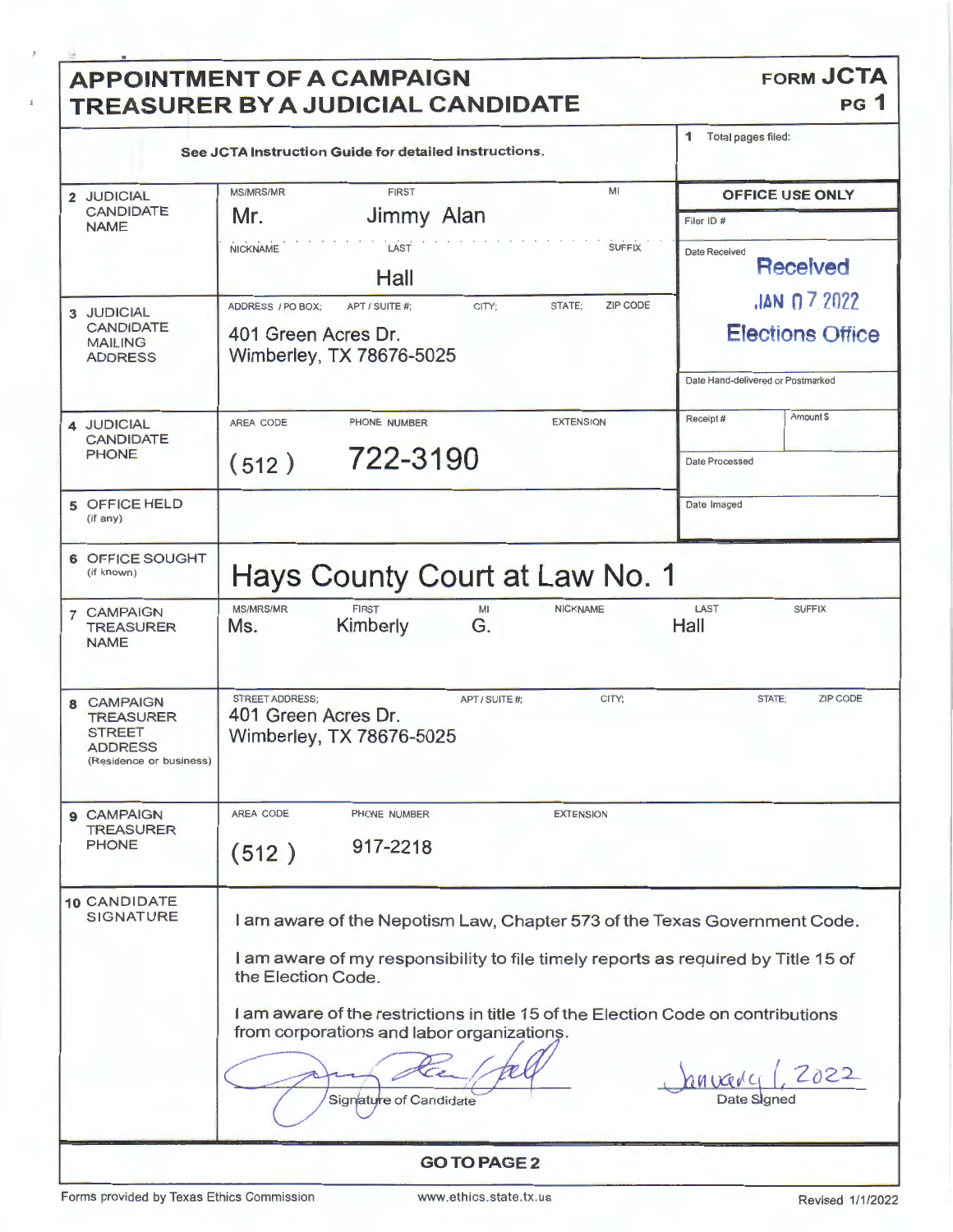# APPOINTMENT OF A CAMPAIGN TREASURER BY A JUDICIAL CANDIDATE

**FORM JCTA**
**PG 1**

See JCTA Instruction Guide for detailed instructions.

**1** Total pages filed:

| | |
|---|---|
| **2 JUDICIAL CANDIDATE NAME** | MS/MRS/MR: Mr. FIRST: Jimmy Alan MI: NICKNAME: LAST: Hall SUFFIX: |
| **3 JUDICIAL CANDIDATE MAILING ADDRESS** | 401 Green Acres Dr. Wimberley, TX 78676-5025 |
| **4 JUDICIAL CANDIDATE PHONE** | (512) 722-3190 EXTENSION: |
| **5 OFFICE HELD** (if any) | |
| **6 OFFICE SOUGHT** (if known) | Hays County Court at Law No. 1 |
| **7 CAMPAIGN TREASURER NAME** | MS/MRS/MR: Ms. FIRST: Kimberly MI: G. NICKNAME: LAST: Hall SUFFIX: |
| **8 CAMPAIGN TREASURER STREET ADDRESS** (Residence or business) | 401 Green Acres Dr. Wimberley, TX 78676-5025 |
| **9 CAMPAIGN TREASURER PHONE** | (512) 917-2218 EXTENSION: |

**OFFICE USE ONLY**

Filer ID #

Date Received: Received JAN 07 2022 Elections Office

Date Hand-delivered or Postmarked

Receipt # | Amount $

Date Processed

Date Imaged

**10 CANDIDATE SIGNATURE**

I am aware of the Nepotism Law, Chapter 573 of the Texas Government Code.

I am aware of my responsibility to file timely reports as required by Title 15 of the Election Code.

I am aware of the restrictions in title 15 of the Election Code on contributions from corporations and labor organizations.

Signature of Candidate: [signature]

Date Signed: January 1, 2022

**GO TO PAGE 2**

Forms provided by Texas Ethics Commission | www.ethics.state.tx.us | Revised 1/1/2022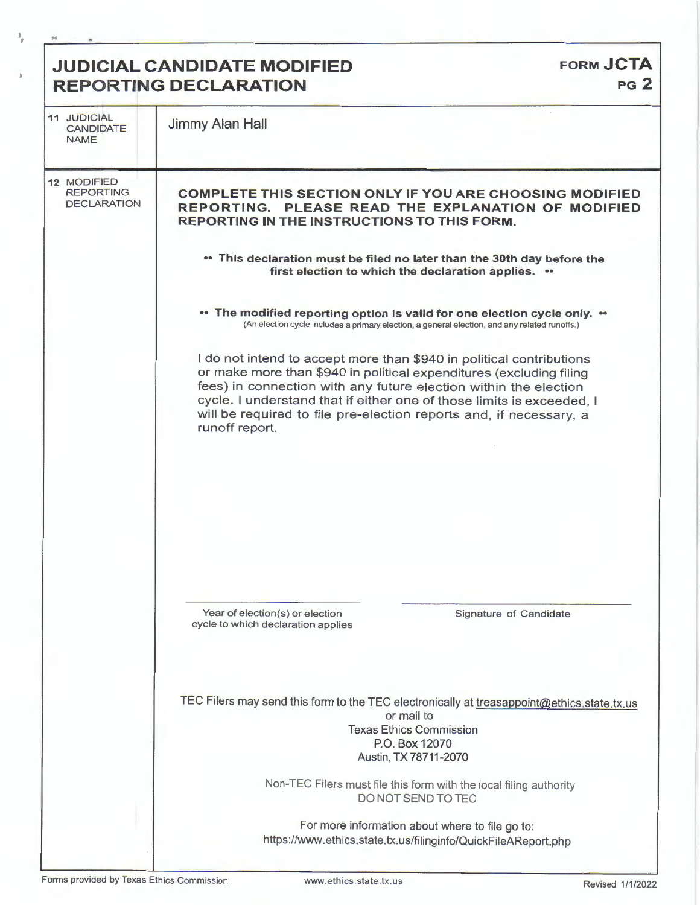# JUDICIAL CANDIDATE MODIFIED REPORTING DECLARATION

**FORM JCTA**
**PG 2**

| | |
|---|---|
| 11 JUDICIAL CANDIDATE NAME | Jimmy Alan Hall |
| 12 MODIFIED REPORTING DECLARATION | **COMPLETE THIS SECTION ONLY IF YOU ARE CHOOSING MODIFIED REPORTING. PLEASE READ THE EXPLANATION OF MODIFIED REPORTING IN THE INSTRUCTIONS TO THIS FORM.** |

**•• This declaration must be filed no later than the 30th day before the first election to which the declaration applies. ••**

**•• The modified reporting option is valid for one election cycle only. ••**
(An election cycle includes a primary election, a general election, and any related runoffs.)

I do not intend to accept more than $940 in political contributions or make more than $940 in political expenditures (excluding filing fees) in connection with any future election within the election cycle. I understand that if either one of those limits is exceeded, I will be required to file pre-election reports and, if necessary, a runoff report.

Year of election(s) or election cycle to which declaration applies

Signature of Candidate

TEC Filers may send this form to the TEC electronically at treasappoint@ethics.state.tx.us
or mail to
Texas Ethics Commission
P.O. Box 12070
Austin, TX 78711-2070

Non-TEC Filers must file this form with the local filing authority
DO NOT SEND TO TEC

For more information about where to file go to:
https://www.ethics.state.tx.us/filinginfo/QuickFileAReport.php

Forms provided by Texas Ethics Commission    www.ethics.state.tx.us    Revised 1/1/2022